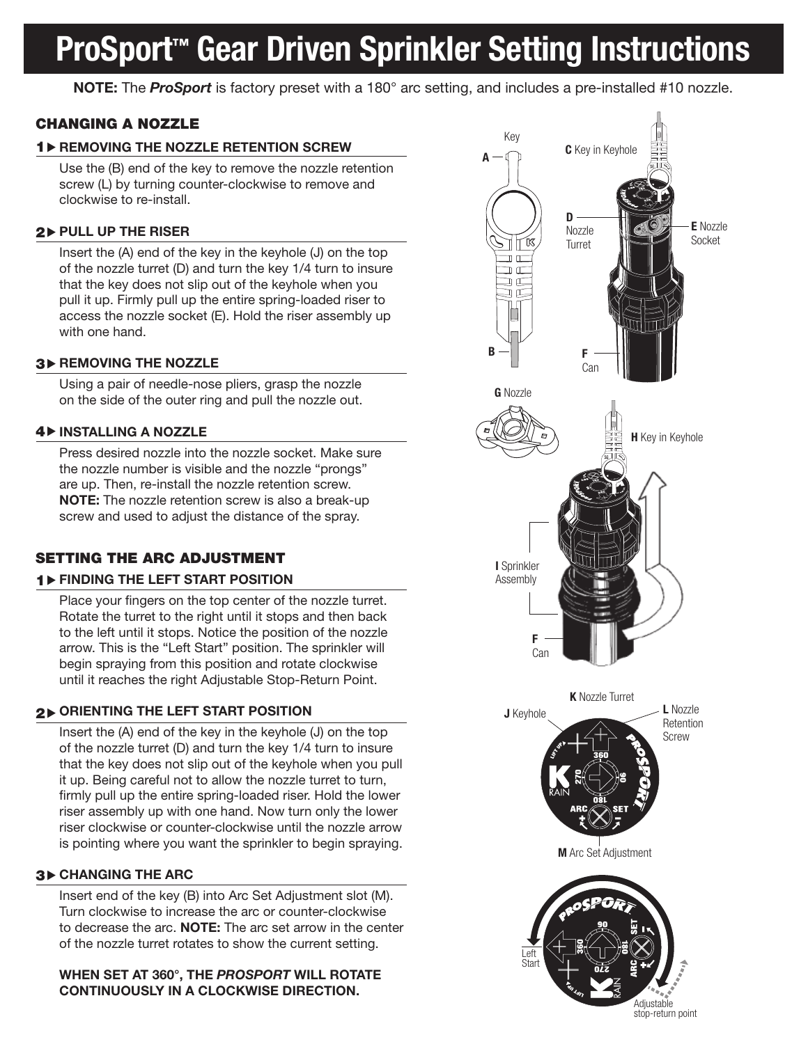# ProSport™ Gear Driven Sprinkler Setting Instructions

**NOTE:** The ***ProSport*** is factory preset with a 180° arc setting, and includes a pre-installed #10 nozzle.

## CHANGING A NOZZLE

### 1 ▶ REMOVING THE NOZZLE RETENTION SCREW

Use the (B) end of the key to remove the nozzle retention screw (L) by turning counter-clockwise to remove and clockwise to re-install.

### 2 ▶ PULL UP THE RISER

Insert the (A) end of the key in the keyhole (J) on the top of the nozzle turret (D) and turn the key 1/4 turn to insure that the key does not slip out of the keyhole when you pull it up. Firmly pull up the entire spring-loaded riser to access the nozzle socket (E). Hold the riser assembly up with one hand.

### 3 ▶ REMOVING THE NOZZLE

Using a pair of needle-nose pliers, grasp the nozzle on the side of the outer ring and pull the nozzle out.

### 4 ▶ INSTALLING A NOZZLE

Press desired nozzle into the nozzle socket. Make sure the nozzle number is visible and the nozzle "prongs" are up. Then, re-install the nozzle retention screw. **NOTE:** The nozzle retention screw is also a break-up screw and used to adjust the distance of the spray.

## SETTING THE ARC ADJUSTMENT

### 1 ▶ FINDING THE LEFT START POSITION

Place your fingers on the top center of the nozzle turret. Rotate the turret to the right until it stops and then back to the left until it stops. Notice the position of the nozzle arrow. This is the "Left Start" position. The sprinkler will begin spraying from this position and rotate clockwise until it reaches the right Adjustable Stop-Return Point.

### 2 ▶ ORIENTING THE LEFT START POSITION

Insert the (A) end of the key in the keyhole (J) on the top of the nozzle turret (D) and turn the key 1/4 turn to insure that the key does not slip out of the keyhole when you pull it up. Being careful not to allow the nozzle turret to turn, firmly pull up the entire spring-loaded riser. Hold the lower riser assembly up with one hand. Now turn only the lower riser clockwise or counter-clockwise until the nozzle arrow is pointing where you want the sprinkler to begin spraying.

### 3 ▶ CHANGING THE ARC

Insert end of the key (B) into Arc Set Adjustment slot (M). Turn clockwise to increase the arc or counter-clockwise to decrease the arc. **NOTE:** The arc set arrow in the center of the nozzle turret rotates to show the current setting.

**WHEN SET AT 360°, THE *PROSPORT* WILL ROTATE CONTINUOUSLY IN A CLOCKWISE DIRECTION.**

Key: A, B — C Key in Keyhole — D Nozzle Turret — E Nozzle Socket — F Can — G Nozzle — H Key in Keyhole — I Sprinkler Assembly — F Can — J Keyhole — K Nozzle Turret — L Nozzle Retention Screw — M Arc Set Adjustment — Left Start — Adjustable stop-return point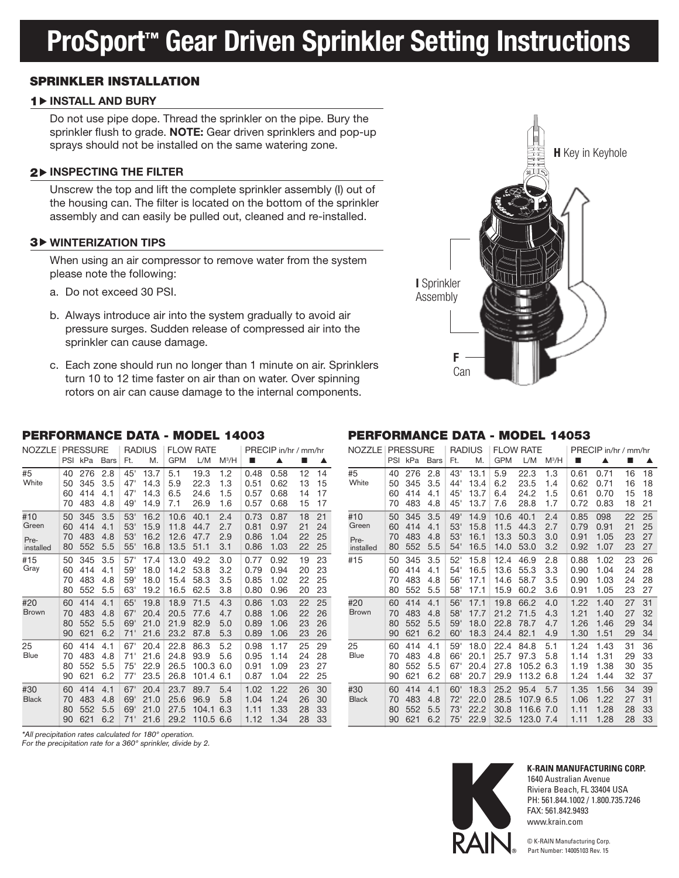# ProSport™ Gear Driven Sprinkler Setting Instructions

## SPRINKLER INSTALLATION

### 1 ▶ INSTALL AND BURY

Do not use pipe dope. Thread the sprinkler on the pipe. Bury the sprinkler flush to grade. **NOTE:** Gear driven sprinklers and pop-up sprays should not be installed on the same watering zone.

### 2 ▶ INSPECTING THE FILTER

Unscrew the top and lift the complete sprinkler assembly (I) out of the housing can. The filter is located on the bottom of the sprinkler assembly and can easily be pulled out, cleaned and re-installed.

### 3 ▶ WINTERIZATION TIPS

When using an air compressor to remove water from the system please note the following:

a. Do not exceed 30 PSI.

b. Always introduce air into the system gradually to avoid air pressure surges. Sudden release of compressed air into the sprinkler can cause damage.

c. Each zone should run no longer than 1 minute on air. Sprinklers turn 10 to 12 time faster on air than on water. Over spinning rotors on air can cause damage to the internal components.

**H** Key in Keyhole

**I** Sprinkler Assembly

**F** Can

## PERFORMANCE DATA - MODEL 14003

| NOZZLE | PRESSURE | | | RADIUS | | FLOW RATE | | | PRECIP in/hr / mm/hr | | | |
|---|---|---|---|---|---|---|---|---|---|---|---|---|
| | PSI | kPa | Bars | Ft. | M. | GPM | L/M | M³/H | ■ | ▲ | ■ | ▲ |
| #5 White | 40 | 276 | 2.8 | 45' | 13.7 | 5.1 | 19.3 | 1.2 | 0.48 | 0.58 | 12 | 14 |
| | 50 | 345 | 3.5 | 47' | 14.3 | 5.9 | 22.3 | 1.3 | 0.51 | 0.62 | 13 | 15 |
| | 60 | 414 | 4.1 | 47' | 14.3 | 6.5 | 24.6 | 1.5 | 0.57 | 0.68 | 14 | 17 |
| | 70 | 483 | 4.8 | 49' | 14.9 | 7.1 | 26.9 | 1.6 | 0.57 | 0.68 | 15 | 17 |
| #10 Green Pre-installed | 50 | 345 | 3.5 | 53' | 16.2 | 10.6 | 40.1 | 2.4 | 0.73 | 0.87 | 18 | 21 |
| | 60 | 414 | 4.1 | 53' | 15.9 | 11.8 | 44.7 | 2.7 | 0.81 | 0.97 | 21 | 24 |
| | 70 | 483 | 4.8 | 53' | 16.2 | 12.6 | 47.7 | 2.9 | 0.86 | 1.04 | 22 | 25 |
| | 80 | 552 | 5.5 | 55' | 16.8 | 13.5 | 51.1 | 3.1 | 0.86 | 1.03 | 22 | 25 |
| #15 Gray | 50 | 345 | 3.5 | 57' | 17.4 | 13.0 | 49.2 | 3.0 | 0.77 | 0.92 | 19 | 23 |
| | 60 | 414 | 4.1 | 59' | 18.0 | 14.2 | 53.8 | 3.2 | 0.79 | 0.94 | 20 | 23 |
| | 70 | 483 | 4.8 | 59' | 18.0 | 15.4 | 58.3 | 3.5 | 0.85 | 1.02 | 22 | 25 |
| | 80 | 552 | 5.5 | 63' | 19.2 | 16.5 | 62.5 | 3.8 | 0.80 | 0.96 | 20 | 23 |
| #20 Brown | 60 | 414 | 4.1 | 65' | 19.8 | 18.9 | 71.5 | 4.3 | 0.86 | 1.03 | 22 | 25 |
| | 70 | 483 | 4.8 | 67' | 20.4 | 20.5 | 77.6 | 4.7 | 0.88 | 1.06 | 22 | 26 |
| | 80 | 552 | 5.5 | 69' | 21.0 | 21.9 | 82.9 | 5.0 | 0.89 | 1.06 | 23 | 26 |
| | 90 | 621 | 6.2 | 71' | 21.6 | 23.2 | 87.8 | 5.3 | 0.89 | 1.06 | 23 | 26 |
| 25 Blue | 60 | 414 | 4.1 | 67' | 20.4 | 22.8 | 86.3 | 5.2 | 0.98 | 1.17 | 25 | 29 |
| | 70 | 483 | 4.8 | 71' | 21.6 | 24.8 | 93.9 | 5.6 | 0.95 | 1.14 | 24 | 28 |
| | 80 | 552 | 5.5 | 75' | 22.9 | 26.5 | 100.3 | 6.0 | 0.91 | 1.09 | 23 | 27 |
| | 90 | 621 | 6.2 | 77' | 23.5 | 26.8 | 101.4 | 6.1 | 0.87 | 1.04 | 22 | 25 |
| #30 Black | 60 | 414 | 4.1 | 67' | 20.4 | 23.7 | 89.7 | 5.4 | 1.02 | 1.22 | 26 | 30 |
| | 70 | 483 | 4.8 | 69' | 21.0 | 25.6 | 96.9 | 5.8 | 1.04 | 1.24 | 26 | 30 |
| | 80 | 552 | 5.5 | 69' | 21.0 | 27.5 | 104.1 | 6.3 | 1.11 | 1.33 | 28 | 33 |
| | 90 | 621 | 6.2 | 71' | 21.6 | 29.2 | 110.5 | 6.6 | 1.12 | 1.34 | 28 | 33 |

*\*All precipitation rates calculated for 180° operation.*
*For the precipitation rate for a 360° sprinkler, divide by 2.*

## PERFORMANCE DATA - MODEL 14053

| NOZZLE | PRESSURE | | | RADIUS | | FLOW RATE | | | PRECIP in/hr / mm/hr | | | |
|---|---|---|---|---|---|---|---|---|---|---|---|---|
| | PSI | kPa | Bars | Ft. | M. | GPM | L/M | M³/H | ■ | ▲ | ■ | ▲ |
| #5 White | 40 | 276 | 2.8 | 43' | 13.1 | 5.9 | 22.3 | 1.3 | 0.61 | 0.71 | 16 | 18 |
| | 50 | 345 | 3.5 | 44' | 13.4 | 6.2 | 23.5 | 1.4 | 0.62 | 0.71 | 16 | 18 |
| | 60 | 414 | 4.1 | 45' | 13.7 | 6.4 | 24.2 | 1.5 | 0.61 | 0.70 | 15 | 18 |
| | 70 | 483 | 4.8 | 45' | 13.7 | 7.6 | 28.8 | 1.7 | 0.72 | 0.83 | 18 | 21 |
| #10 Green Pre-installed | 50 | 345 | 3.5 | 49' | 14.9 | 10.6 | 40.1 | 2.4 | 0.85 | 098 | 22 | 25 |
| | 60 | 414 | 4.1 | 53' | 15.8 | 11.5 | 44.3 | 2.7 | 0.79 | 0.91 | 21 | 25 |
| | 70 | 483 | 4.8 | 53' | 16.1 | 13.3 | 50.3 | 3.0 | 0.91 | 1.05 | 23 | 27 |
| | 80 | 552 | 5.5 | 54' | 16.5 | 14.0 | 53.0 | 3.2 | 0.92 | 1.07 | 23 | 27 |
| #15 | 50 | 345 | 3.5 | 52' | 15.8 | 12.4 | 46.9 | 2.8 | 0.88 | 1.02 | 23 | 26 |
| | 60 | 414 | 4.1 | 54' | 16.5 | 13.6 | 55.3 | 3.3 | 0.90 | 1.04 | 24 | 28 |
| | 70 | 483 | 4.8 | 56' | 17.1 | 14.6 | 58.7 | 3.5 | 0.90 | 1.03 | 24 | 28 |
| | 80 | 552 | 5.5 | 58' | 17.1 | 15.9 | 60.2 | 3.6 | 0.91 | 1.05 | 23 | 27 |
| #20 Brown | 60 | 414 | 4.1 | 56' | 17.1 | 19.8 | 66.2 | 4.0 | 1.22 | 1.40 | 27 | 31 |
| | 70 | 483 | 4.8 | 58' | 17.7 | 21.2 | 71.5 | 4.3 | 1.21 | 1.40 | 27 | 32 |
| | 80 | 552 | 5.5 | 59' | 18.0 | 22.8 | 78.7 | 4.7 | 1.26 | 1.46 | 29 | 34 |
| | 90 | 621 | 6.2 | 60' | 18.3 | 24.4 | 82.1 | 4.9 | 1.30 | 1.51 | 29 | 34 |
| 25 Blue | 60 | 414 | 4.1 | 59' | 18.0 | 22.4 | 84.8 | 5.1 | 1.24 | 1.43 | 31 | 36 |
| | 70 | 483 | 4.8 | 66' | 20.1 | 25.7 | 97.3 | 5.8 | 1.14 | 1.31 | 29 | 33 |
| | 80 | 552 | 5.5 | 67' | 20.4 | 27.8 | 105.2 | 6.3 | 1.19 | 1.38 | 30 | 35 |
| | 90 | 621 | 6.2 | 68' | 20.7 | 29.9 | 113.2 | 6.8 | 1.24 | 1.44 | 32 | 37 |
| #30 Black | 60 | 414 | 4.1 | 60' | 18.3 | 25.2 | 95.4 | 5.7 | 1.35 | 1.56 | 34 | 39 |
| | 70 | 483 | 4.8 | 72' | 22.0 | 28.5 | 107.9 | 6.5 | 1.06 | 1.22 | 27 | 31 |
| | 80 | 552 | 5.5 | 73' | 22.2 | 30.8 | 116.6 | 7.0 | 1.11 | 1.28 | 28 | 33 |
| | 90 | 621 | 6.2 | 75' | 22.9 | 32.5 | 123.0 | 7.4 | 1.11 | 1.28 | 28 | 33 |

K RAIN®

**K-RAIN MANUFACTURING CORP.**
1640 Australian Avenue
Riviera Beach, FL 33404 USA
PH: 561.844.1002 / 1.800.735.7246
FAX: 561.842.9493
www.krain.com

© K-RAIN Manufacturing Corp.
Part Number: 14005103 Rev. 15